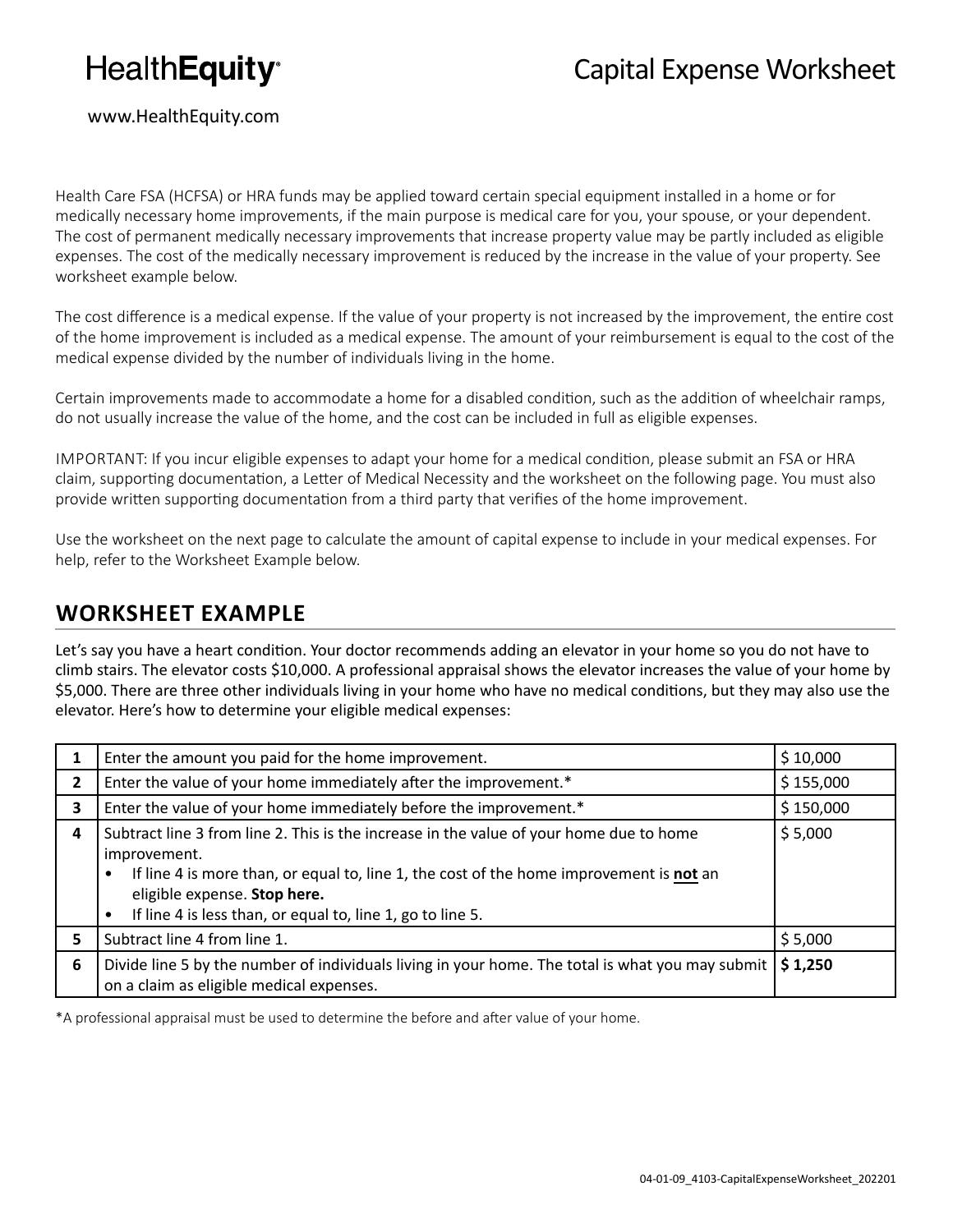# HealthEquity®

# Capital Expense Worksheet

www.HealthEquity.com

Health Care FSA (HCFSA) or HRA funds may be applied toward certain special equipment installed in a home or for medically necessary home improvements, if the main purpose is medical care for you, your spouse, or your dependent. The cost of permanent medically necessary improvements that increase property value may be partly included as eligible expenses. The cost of the medically necessary improvement is reduced by the increase in the value of your property. See worksheet example below.

The cost difference is a medical expense. If the value of your property is not increased by the improvement, the entire cost of the home improvement is included as a medical expense. The amount of your reimbursement is equal to the cost of the medical expense divided by the number of individuals living in the home.

Certain improvements made to accommodate a home for a disabled condition, such as the addition of wheelchair ramps, do not usually increase the value of the home, and the cost can be included in full as eligible expenses.

IMPORTANT: If you incur eligible expenses to adapt your home for a medical condition, please submit an FSA or HRA claim, supporting documentation, a Letter of Medical Necessity and the worksheet on the following page. You must also provide written supporting documentation from a third party that verifies of the home improvement.

Use the worksheet on the next page to calculate the amount of capital expense to include in your medical expenses. For help, refer to the Worksheet Example below.

## WORKSHEET EXAMPLE

Let's say you have a heart condition. Your doctor recommends adding an elevator in your home so you do not have to climb stairs. The elevator costs $10,000. A professional appraisal shows the elevator increases the value of your home by $5,000. There are three other individuals living in your home who have no medical conditions, but they may also use the elevator. Here's how to determine your eligible medical expenses:

| | | |
|---|---|---|
| **1** | Enter the amount you paid for the home improvement. | $ 10,000 |
| **2** | Enter the value of your home immediately after the improvement.* | $ 155,000 |
| **3** | Enter the value of your home immediately before the improvement.* | $ 150,000 |
| **4** | Subtract line 3 from line 2. This is the increase in the value of your home due to home improvement.<br>• If line 4 is more than, or equal to, line 1, the cost of the home improvement is **not** an eligible expense. **Stop here.**<br>• If line 4 is less than, or equal to, line 1, go to line 5. | $ 5,000 |
| **5** | Subtract line 4 from line 1. | $ 5,000 |
| **6** | Divide line 5 by the number of individuals living in your home. The total is what you may submit on a claim as eligible medical expenses. | **$ 1,250** |

*A professional appraisal must be used to determine the before and after value of your home.

04-01-09_4103-CapitalExpenseWorksheet_202201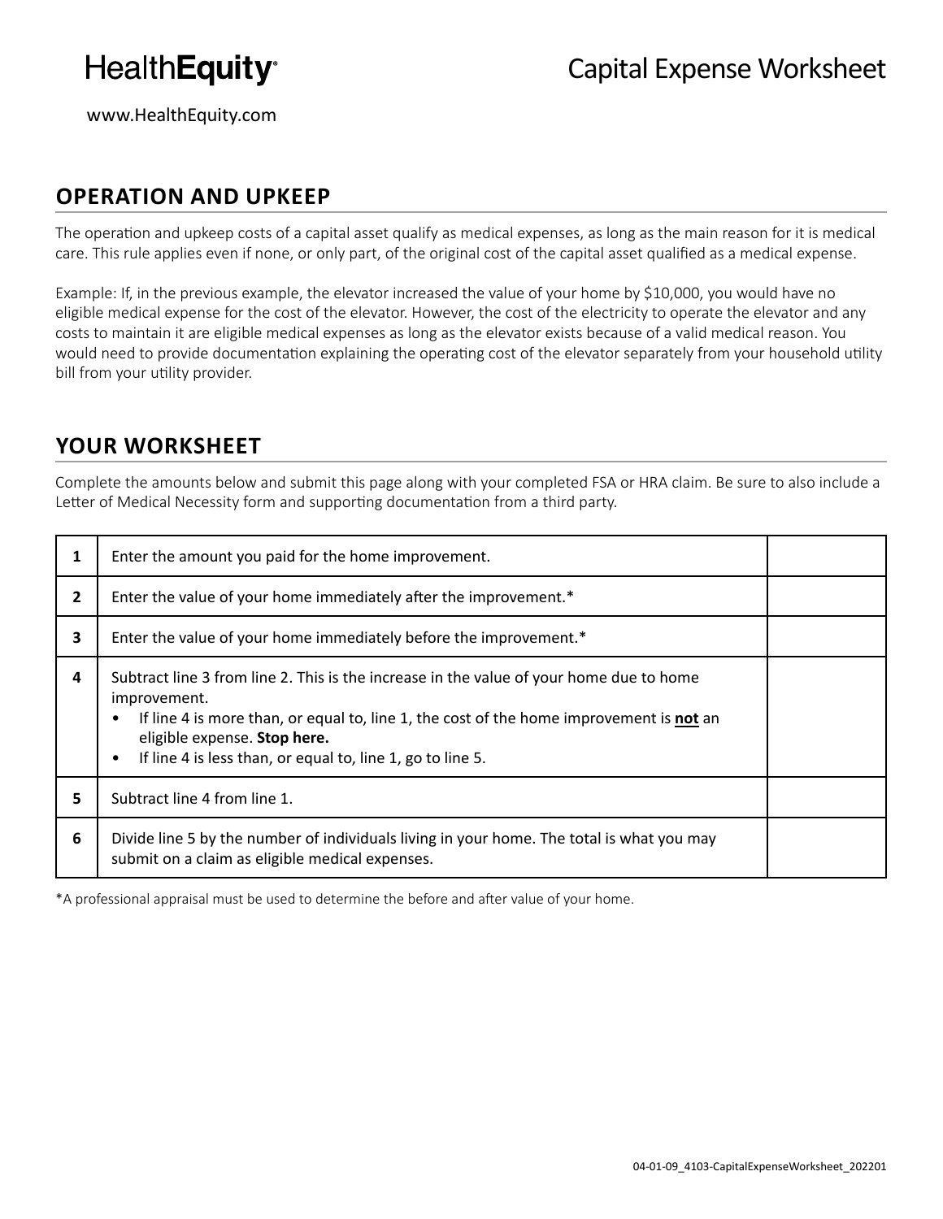## OPERATION AND UPKEEP

The operation and upkeep costs of a capital asset qualify as medical expenses, as long as the main reason for it is medical care. This rule applies even if none, or only part, of the original cost of the capital asset qualified as a medical expense.

Example: If, in the previous example, the elevator increased the value of your home by $10,000, you would have no eligible medical expense for the cost of the elevator. However, the cost of the electricity to operate the elevator and any costs to maintain it are eligible medical expenses as long as the elevator exists because of a valid medical reason. You would need to provide documentation explaining the operating cost of the elevator separately from your household utility bill from your utility provider.

## YOUR WORKSHEET

Complete the amounts below and submit this page along with your completed FSA or HRA claim. Be sure to also include a Letter of Medical Necessity form and supporting documentation from a third party.

| | | |
|---|---|---|
| **1** | Enter the amount you paid for the home improvement. | |
| **2** | Enter the value of your home immediately after the improvement.* | |
| **3** | Enter the value of your home immediately before the improvement.* | |
| **4** | Subtract line 3 from line 2. This is the increase in the value of your home due to home improvement.<br>• If line 4 is more than, or equal to, line 1, the cost of the home improvement is **not** an eligible expense. **Stop here.**<br>• If line 4 is less than, or equal to, line 1, go to line 5. | |
| **5** | Subtract line 4 from line 1. | |
| **6** | Divide line 5 by the number of individuals living in your home. The total is what you may submit on a claim as eligible medical expenses. | |

*A professional appraisal must be used to determine the before and after value of your home.